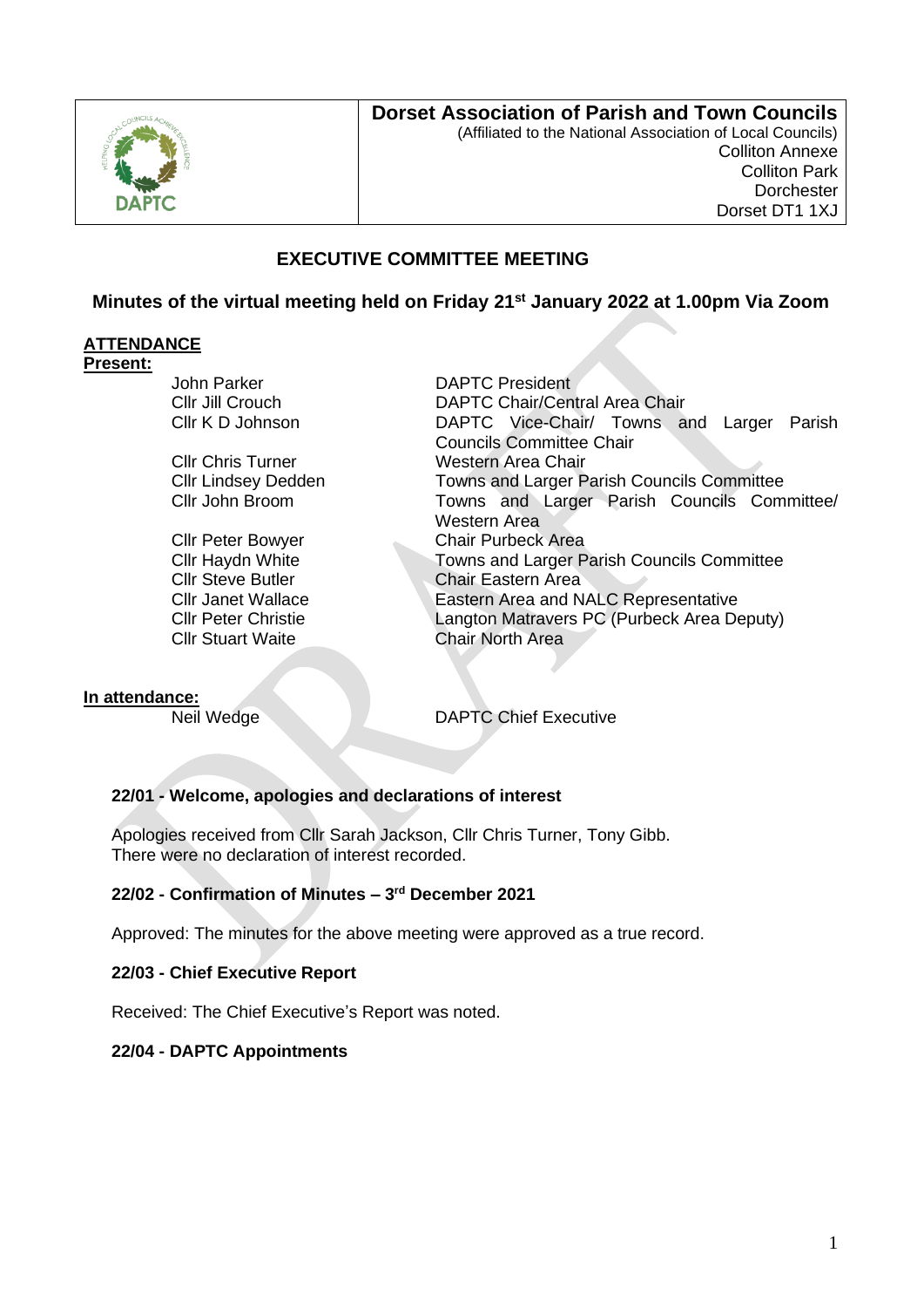# Dorset Association of Parish and Town Councils

(Affiliated to the National Association of Local Councils)
Colliton Annexe
Colliton Park
Dorchester
Dorset DT1 1XJ

## EXECUTIVE COMMITTEE MEETING

### Minutes of the virtual meeting held on Friday 21st January 2022 at 1.00pm Via Zoom

**ATTENDANCE**

**Present:**

| | |
|---|---|
| John Parker | DAPTC President |
| Cllr Jill Crouch | DAPTC Chair/Central Area Chair |
| Cllr K D Johnson | DAPTC Vice-Chair/ Towns and Larger Parish Councils Committee Chair |
| Cllr Chris Turner | Western Area Chair |
| Cllr Lindsey Dedden | Towns and Larger Parish Councils Committee |
| Cllr John Broom | Towns and Larger Parish Councils Committee/ Western Area |
| Cllr Peter Bowyer | Chair Purbeck Area |
| Cllr Haydn White | Towns and Larger Parish Councils Committee |
| Cllr Steve Butler | Chair Eastern Area |
| Cllr Janet Wallace | Eastern Area and NALC Representative |
| Cllr Peter Christie | Langton Matravers PC (Purbeck Area Deputy) |
| Cllr Stuart Waite | Chair North Area |

**In attendance:**

| | |
|---|---|
| Neil Wedge | DAPTC Chief Executive |

**22/01 - Welcome, apologies and declarations of interest**

Apologies received from Cllr Sarah Jackson, Cllr Chris Turner, Tony Gibb.
There were no declaration of interest recorded.

**22/02 - Confirmation of Minutes – 3rd December 2021**

Approved: The minutes for the above meeting were approved as a true record.

**22/03 - Chief Executive Report**

Received: The Chief Executive's Report was noted.

**22/04 - DAPTC Appointments**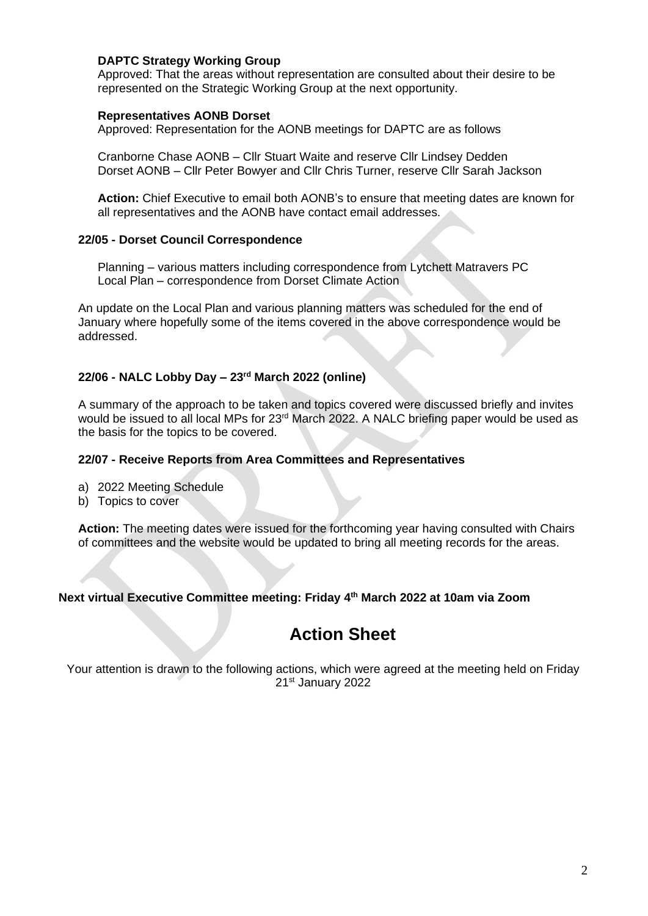**DAPTC Strategy Working Group**
Approved: That the areas without representation are consulted about their desire to be represented on the Strategic Working Group at the next opportunity.

**Representatives AONB Dorset**
Approved: Representation for the AONB meetings for DAPTC are as follows

Cranborne Chase AONB – Cllr Stuart Waite and reserve Cllr Lindsey Dedden
Dorset AONB – Cllr Peter Bowyer and Cllr Chris Turner, reserve Cllr Sarah Jackson

**Action:** Chief Executive to email both AONB's to ensure that meeting dates are known for all representatives and the AONB have contact email addresses.

### 22/05 - Dorset Council Correspondence

Planning – various matters including correspondence from Lytchett Matravers PC
Local Plan – correspondence from Dorset Climate Action

An update on the Local Plan and various planning matters was scheduled for the end of January where hopefully some of the items covered in the above correspondence would be addressed.

### 22/06 - NALC Lobby Day – 23rd March 2022 (online)

A summary of the approach to be taken and topics covered were discussed briefly and invites would be issued to all local MPs for 23rd March 2022. A NALC briefing paper would be used as the basis for the topics to be covered.

### 22/07 - Receive Reports from Area Committees and Representatives

a) 2022 Meeting Schedule
b) Topics to cover

**Action:** The meeting dates were issued for the forthcoming year having consulted with Chairs of committees and the website would be updated to bring all meeting records for the areas.

**Next virtual Executive Committee meeting: Friday 4th March 2022 at 10am via Zoom**

# Action Sheet

Your attention is drawn to the following actions, which were agreed at the meeting held on Friday 21st January 2022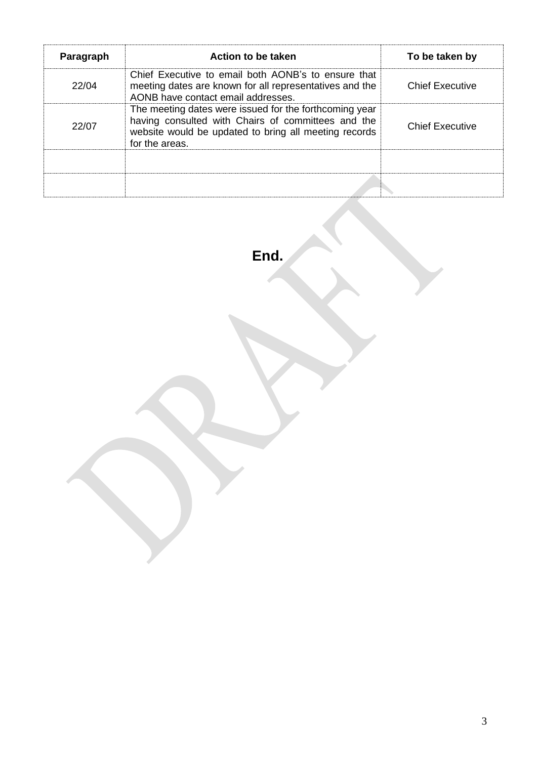| Paragraph | Action to be taken | To be taken by |
| --- | --- | --- |
| 22/04 | Chief Executive to email both AONB's to ensure that meeting dates are known for all representatives and the AONB have contact email addresses. | Chief Executive |
| 22/07 | The meeting dates were issued for the forthcoming year having consulted with Chairs of committees and the website would be updated to bring all meeting records for the areas. | Chief Executive |
| | | |
| | | |

**End.**

DRAFT